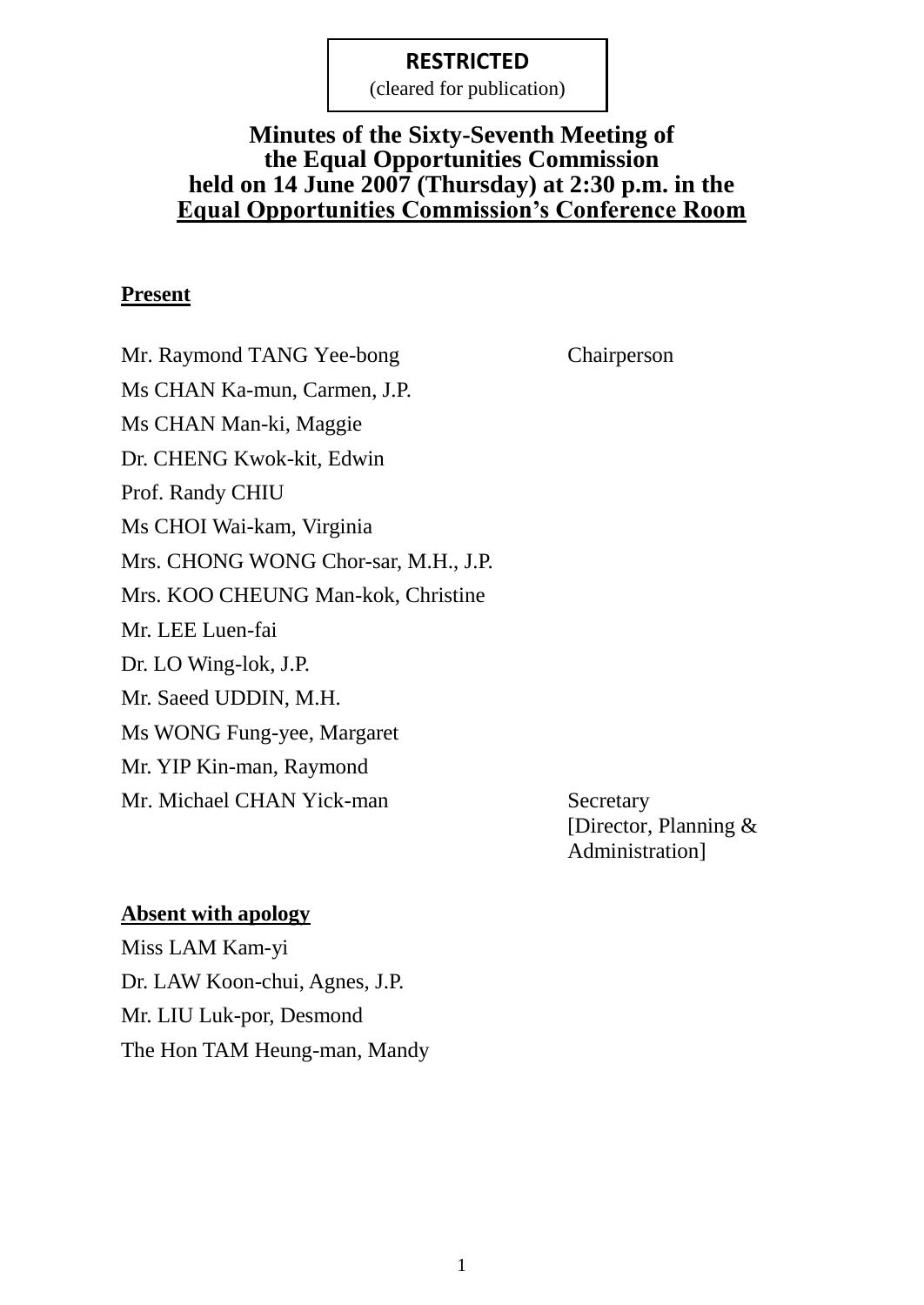**RESTRICTED**
(cleared for publication)

# Minutes of the Sixty-Seventh Meeting of the Equal Opportunities Commission held on 14 June 2007 (Thursday) at 2:30 p.m. in the Equal Opportunities Commission's Conference Room

**Present**

| | |
|---|---|
| Mr. Raymond TANG Yee-bong | Chairperson |
| Ms CHAN Ka-mun, Carmen, J.P. | |
| Ms CHAN Man-ki, Maggie | |
| Dr. CHENG Kwok-kit, Edwin | |
| Prof. Randy CHIU | |
| Ms CHOI Wai-kam, Virginia | |
| Mrs. CHONG WONG Chor-sar, M.H., J.P. | |
| Mrs. KOO CHEUNG Man-kok, Christine | |
| Mr. LEE Luen-fai | |
| Dr. LO Wing-lok, J.P. | |
| Mr. Saeed UDDIN, M.H. | |
| Ms WONG Fung-yee, Margaret | |
| Mr. YIP Kin-man, Raymond | |
| Mr. Michael CHAN Yick-man | Secretary [Director, Planning & Administration] |

**Absent with apology**

Miss LAM Kam-yi
Dr. LAW Koon-chui, Agnes, J.P.
Mr. LIU Luk-por, Desmond
The Hon TAM Heung-man, Mandy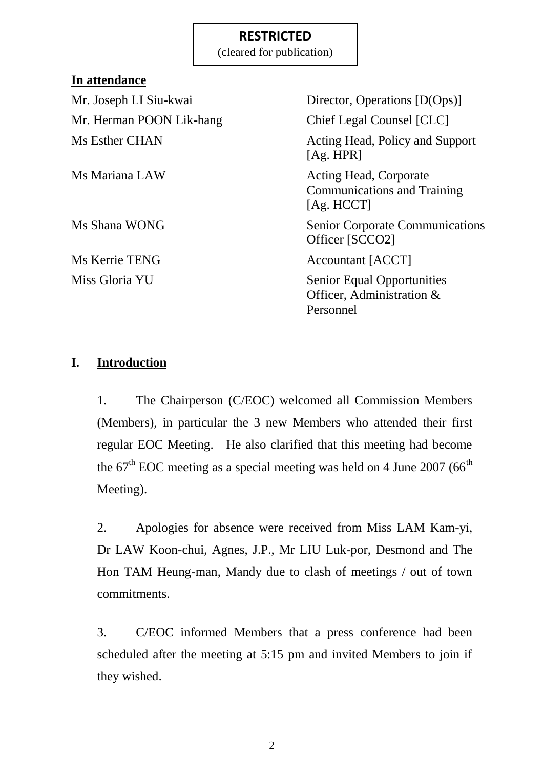**RESTRICTED**
(cleared for publication)

**In attendance**

| | |
|---|---|
| Mr. Joseph LI Siu-kwai | Director, Operations [D(Ops)] |
| Mr. Herman POON Lik-hang | Chief Legal Counsel [CLC] |
| Ms Esther CHAN | Acting Head, Policy and Support [Ag. HPR] |
| Ms Mariana LAW | Acting Head, Corporate Communications and Training [Ag. HCCT] |
| Ms Shana WONG | Senior Corporate Communications Officer [SCCO2] |
| Ms Kerrie TENG | Accountant [ACCT] |
| Miss Gloria YU | Senior Equal Opportunities Officer, Administration & Personnel |

## I. Introduction

1. The Chairperson (C/EOC) welcomed all Commission Members (Members), in particular the 3 new Members who attended their first regular EOC Meeting. He also clarified that this meeting had become the 67th EOC meeting as a special meeting was held on 4 June 2007 (66th Meeting).

2. Apologies for absence were received from Miss LAM Kam-yi, Dr LAW Koon-chui, Agnes, J.P., Mr LIU Luk-por, Desmond and The Hon TAM Heung-man, Mandy due to clash of meetings / out of town commitments.

3. C/EOC informed Members that a press conference had been scheduled after the meeting at 5:15 pm and invited Members to join if they wished.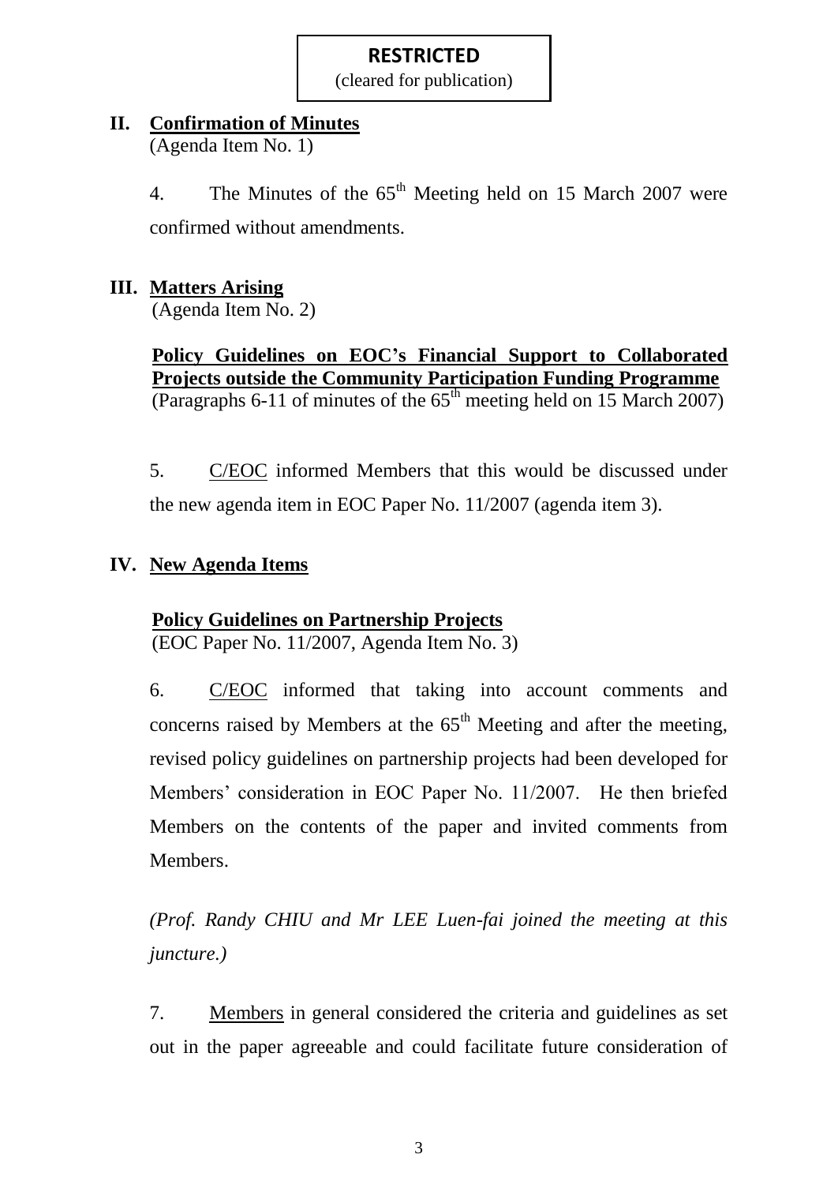**RESTRICTED**
(cleared for publication)

## II. Confirmation of Minutes

(Agenda Item No. 1)

4. The Minutes of the 65th Meeting held on 15 March 2007 were confirmed without amendments.

## III. Matters Arising

(Agenda Item No. 2)

**Policy Guidelines on EOC's Financial Support to Collaborated Projects outside the Community Participation Funding Programme**
(Paragraphs 6-11 of minutes of the 65th meeting held on 15 March 2007)

5. C/EOC informed Members that this would be discussed under the new agenda item in EOC Paper No. 11/2007 (agenda item 3).

## IV. New Agenda Items

**Policy Guidelines on Partnership Projects**
(EOC Paper No. 11/2007, Agenda Item No. 3)

6. C/EOC informed that taking into account comments and concerns raised by Members at the 65th Meeting and after the meeting, revised policy guidelines on partnership projects had been developed for Members' consideration in EOC Paper No. 11/2007. He then briefed Members on the contents of the paper and invited comments from Members.

*(Prof. Randy CHIU and Mr LEE Luen-fai joined the meeting at this juncture.)*

7. Members in general considered the criteria and guidelines as set out in the paper agreeable and could facilitate future consideration of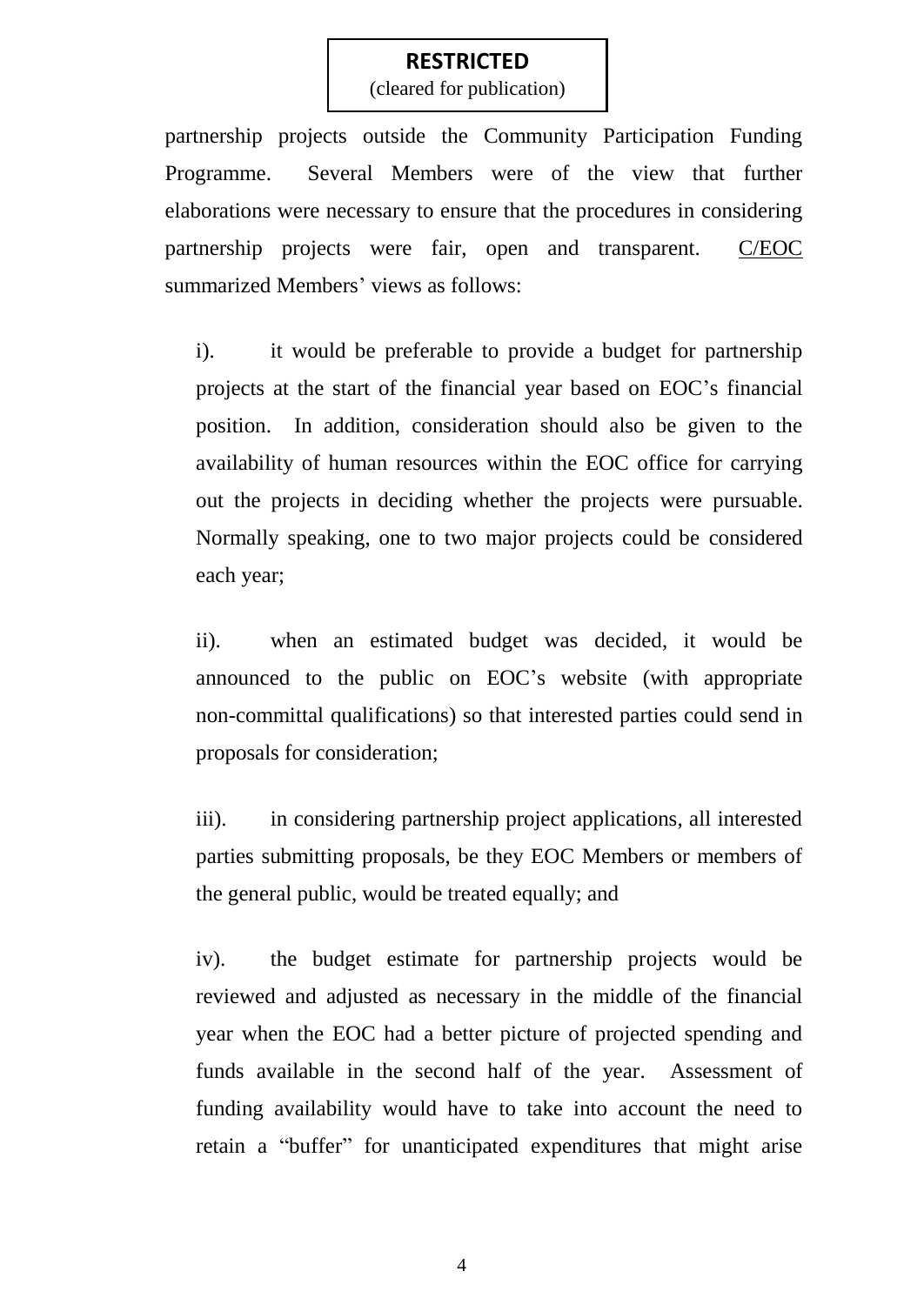partnership projects outside the Community Participation Funding Programme. Several Members were of the view that further elaborations were necessary to ensure that the procedures in considering partnership projects were fair, open and transparent. C/EOC summarized Members' views as follows:

i). it would be preferable to provide a budget for partnership projects at the start of the financial year based on EOC's financial position. In addition, consideration should also be given to the availability of human resources within the EOC office for carrying out the projects in deciding whether the projects were pursuable. Normally speaking, one to two major projects could be considered each year;

ii). when an estimated budget was decided, it would be announced to the public on EOC's website (with appropriate non-committal qualifications) so that interested parties could send in proposals for consideration;

iii). in considering partnership project applications, all interested parties submitting proposals, be they EOC Members or members of the general public, would be treated equally; and

iv). the budget estimate for partnership projects would be reviewed and adjusted as necessary in the middle of the financial year when the EOC had a better picture of projected spending and funds available in the second half of the year. Assessment of funding availability would have to take into account the need to retain a "buffer" for unanticipated expenditures that might arise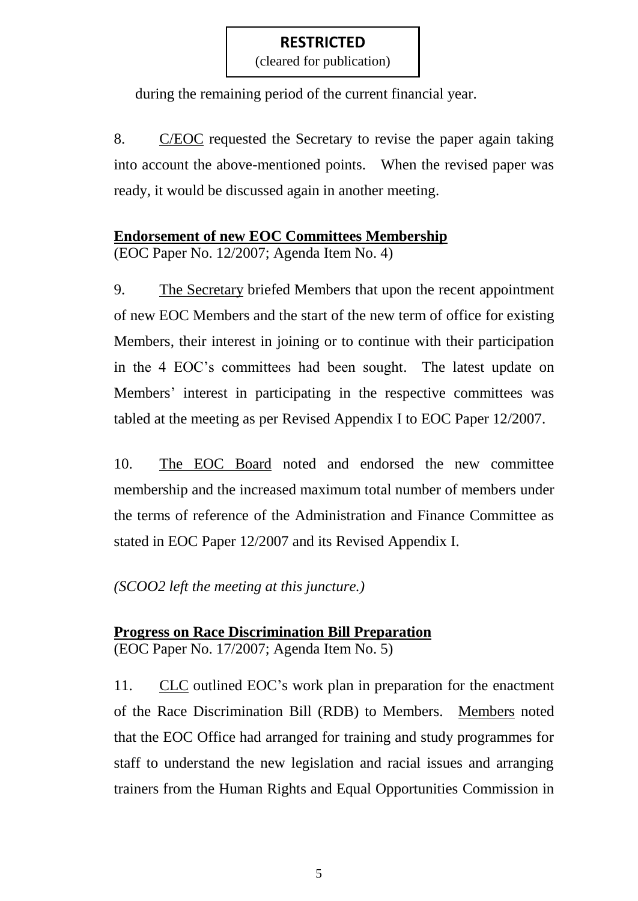**RESTRICTED**
(cleared for publication)

during the remaining period of the current financial year.

8. C/EOC requested the Secretary to revise the paper again taking into account the above-mentioned points. When the revised paper was ready, it would be discussed again in another meeting.

**Endorsement of new EOC Committees Membership**
(EOC Paper No. 12/2007; Agenda Item No. 4)

9. The Secretary briefed Members that upon the recent appointment of new EOC Members and the start of the new term of office for existing Members, their interest in joining or to continue with their participation in the 4 EOC's committees had been sought. The latest update on Members' interest in participating in the respective committees was tabled at the meeting as per Revised Appendix I to EOC Paper 12/2007.

10. The EOC Board noted and endorsed the new committee membership and the increased maximum total number of members under the terms of reference of the Administration and Finance Committee as stated in EOC Paper 12/2007 and its Revised Appendix I.

*(SCOO2 left the meeting at this juncture.)*

**Progress on Race Discrimination Bill Preparation**
(EOC Paper No. 17/2007; Agenda Item No. 5)

11. CLC outlined EOC's work plan in preparation for the enactment of the Race Discrimination Bill (RDB) to Members. Members noted that the EOC Office had arranged for training and study programmes for staff to understand the new legislation and racial issues and arranging trainers from the Human Rights and Equal Opportunities Commission in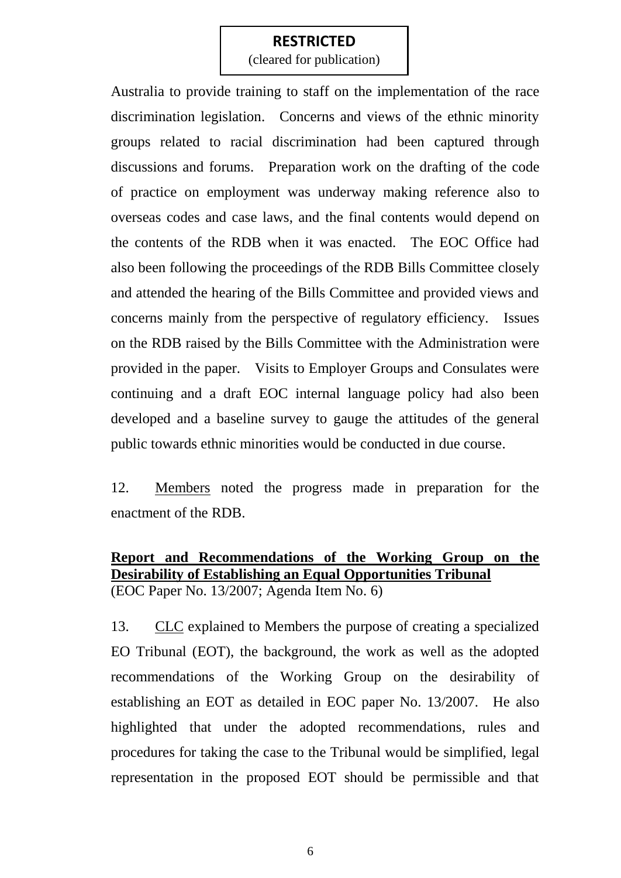**RESTRICTED**
(cleared for publication)

Australia to provide training to staff on the implementation of the race discrimination legislation. Concerns and views of the ethnic minority groups related to racial discrimination had been captured through discussions and forums. Preparation work on the drafting of the code of practice on employment was underway making reference also to overseas codes and case laws, and the final contents would depend on the contents of the RDB when it was enacted. The EOC Office had also been following the proceedings of the RDB Bills Committee closely and attended the hearing of the Bills Committee and provided views and concerns mainly from the perspective of regulatory efficiency. Issues on the RDB raised by the Bills Committee with the Administration were provided in the paper. Visits to Employer Groups and Consulates were continuing and a draft EOC internal language policy had also been developed and a baseline survey to gauge the attitudes of the general public towards ethnic minorities would be conducted in due course.

12. Members noted the progress made in preparation for the enactment of the RDB.

**Report and Recommendations of the Working Group on the Desirability of Establishing an Equal Opportunities Tribunal**
(EOC Paper No. 13/2007; Agenda Item No. 6)

13. CLC explained to Members the purpose of creating a specialized EO Tribunal (EOT), the background, the work as well as the adopted recommendations of the Working Group on the desirability of establishing an EOT as detailed in EOC paper No. 13/2007. He also highlighted that under the adopted recommendations, rules and procedures for taking the case to the Tribunal would be simplified, legal representation in the proposed EOT should be permissible and that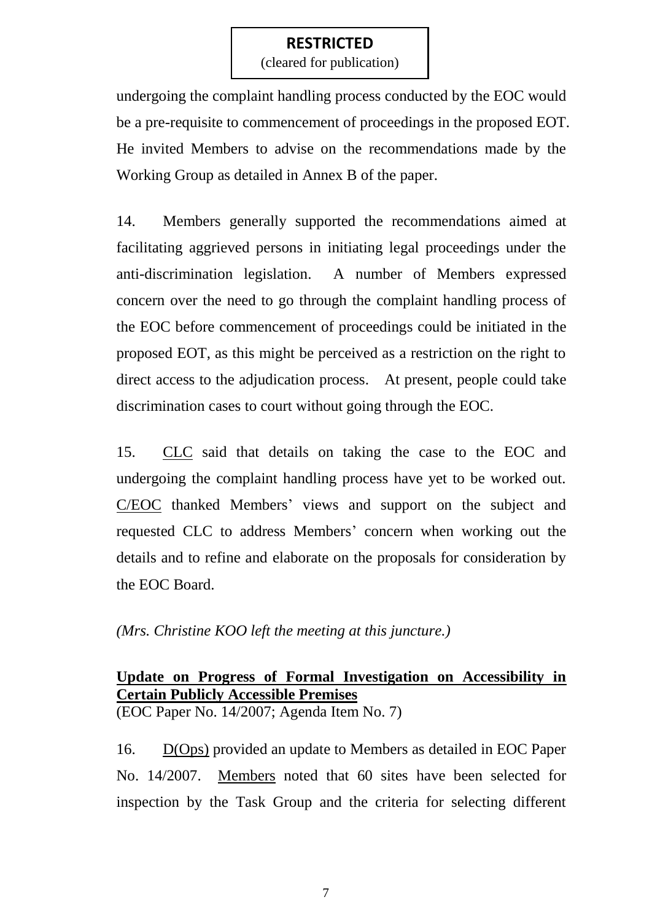**RESTRICTED**
(cleared for publication)

undergoing the complaint handling process conducted by the EOC would be a pre-requisite to commencement of proceedings in the proposed EOT. He invited Members to advise on the recommendations made by the Working Group as detailed in Annex B of the paper.

14. Members generally supported the recommendations aimed at facilitating aggrieved persons in initiating legal proceedings under the anti-discrimination legislation. A number of Members expressed concern over the need to go through the complaint handling process of the EOC before commencement of proceedings could be initiated in the proposed EOT, as this might be perceived as a restriction on the right to direct access to the adjudication process. At present, people could take discrimination cases to court without going through the EOC.

15. CLC said that details on taking the case to the EOC and undergoing the complaint handling process have yet to be worked out. C/EOC thanked Members' views and support on the subject and requested CLC to address Members' concern when working out the details and to refine and elaborate on the proposals for consideration by the EOC Board.

*(Mrs. Christine KOO left the meeting at this juncture.)*

**Update on Progress of Formal Investigation on Accessibility in Certain Publicly Accessible Premises**
(EOC Paper No. 14/2007; Agenda Item No. 7)

16. D(Ops) provided an update to Members as detailed in EOC Paper No. 14/2007. Members noted that 60 sites have been selected for inspection by the Task Group and the criteria for selecting different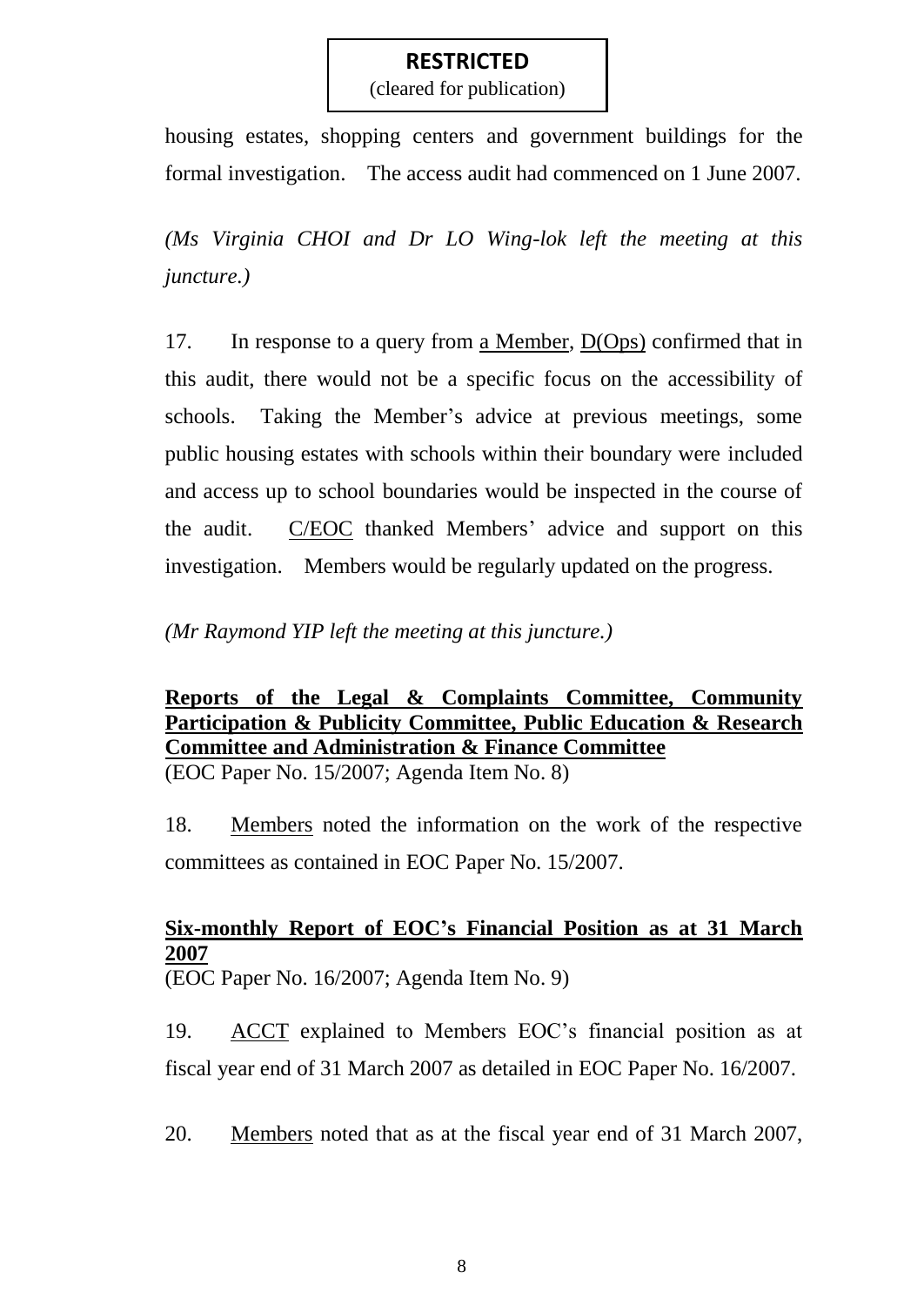**RESTRICTED**
(cleared for publication)

housing estates, shopping centers and government buildings for the formal investigation. The access audit had commenced on 1 June 2007.

*(Ms Virginia CHOI and Dr LO Wing-lok left the meeting at this juncture.)*

17. In response to a query from a Member, D(Ops) confirmed that in this audit, there would not be a specific focus on the accessibility of schools. Taking the Member's advice at previous meetings, some public housing estates with schools within their boundary were included and access up to school boundaries would be inspected in the course of the audit. C/EOC thanked Members' advice and support on this investigation. Members would be regularly updated on the progress.

*(Mr Raymond YIP left the meeting at this juncture.)*

**Reports of the Legal & Complaints Committee, Community Participation & Publicity Committee, Public Education & Research Committee and Administration & Finance Committee**
(EOC Paper No. 15/2007; Agenda Item No. 8)

18. Members noted the information on the work of the respective committees as contained in EOC Paper No. 15/2007.

**Six-monthly Report of EOC's Financial Position as at 31 March 2007**
(EOC Paper No. 16/2007; Agenda Item No. 9)

19. ACCT explained to Members EOC's financial position as at fiscal year end of 31 March 2007 as detailed in EOC Paper No. 16/2007.

20. Members noted that as at the fiscal year end of 31 March 2007,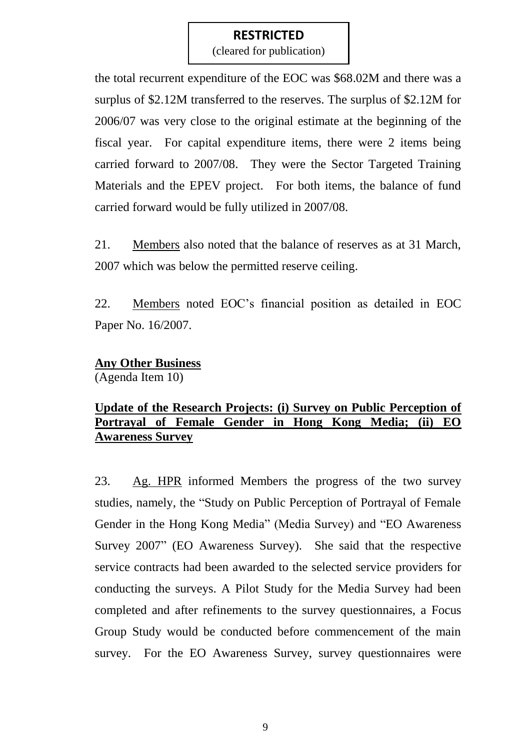**RESTRICTED**
(cleared for publication)

the total recurrent expenditure of the EOC was $68.02M and there was a surplus of $2.12M transferred to the reserves. The surplus of $2.12M for 2006/07 was very close to the original estimate at the beginning of the fiscal year. For capital expenditure items, there were 2 items being carried forward to 2007/08. They were the Sector Targeted Training Materials and the EPEV project. For both items, the balance of fund carried forward would be fully utilized in 2007/08.

21. Members also noted that the balance of reserves as at 31 March, 2007 which was below the permitted reserve ceiling.

22. Members noted EOC's financial position as detailed in EOC Paper No. 16/2007.

**Any Other Business**
(Agenda Item 10)

**Update of the Research Projects: (i) Survey on Public Perception of Portrayal of Female Gender in Hong Kong Media; (ii) EO Awareness Survey**

23. Ag. HPR informed Members the progress of the two survey studies, namely, the "Study on Public Perception of Portrayal of Female Gender in the Hong Kong Media" (Media Survey) and "EO Awareness Survey 2007" (EO Awareness Survey). She said that the respective service contracts had been awarded to the selected service providers for conducting the surveys. A Pilot Study for the Media Survey had been completed and after refinements to the survey questionnaires, a Focus Group Study would be conducted before commencement of the main survey. For the EO Awareness Survey, survey questionnaires were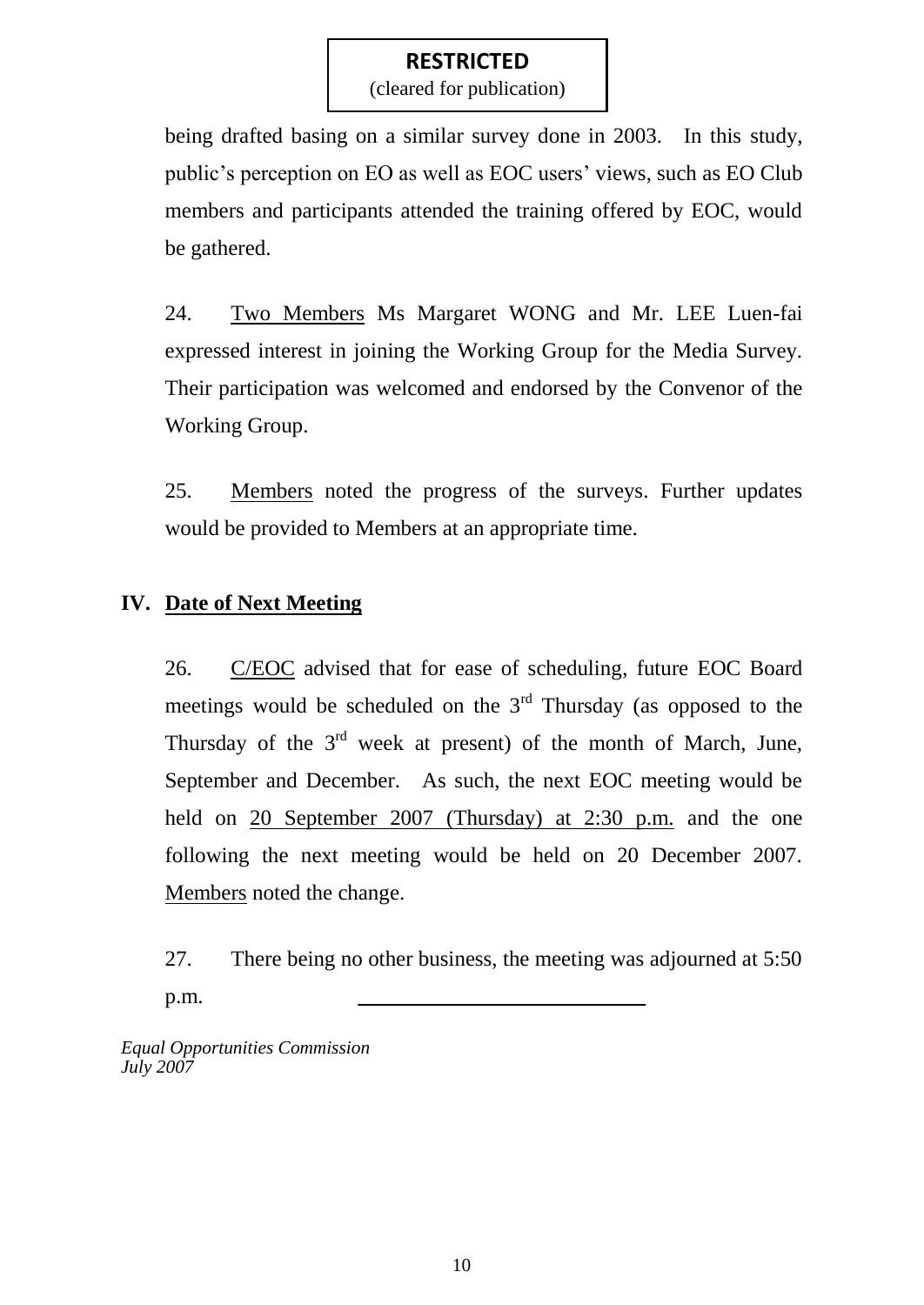**RESTRICTED**
(cleared for publication)

being drafted basing on a similar survey done in 2003. In this study, public's perception on EO as well as EOC users' views, such as EO Club members and participants attended the training offered by EOC, would be gathered.

24. Two Members Ms Margaret WONG and Mr. LEE Luen-fai expressed interest in joining the Working Group for the Media Survey. Their participation was welcomed and endorsed by the Convenor of the Working Group.

25. Members noted the progress of the surveys. Further updates would be provided to Members at an appropriate time.

## IV. Date of Next Meeting

26. C/EOC advised that for ease of scheduling, future EOC Board meetings would be scheduled on the 3rd Thursday (as opposed to the Thursday of the 3rd week at present) of the month of March, June, September and December. As such, the next EOC meeting would be held on 20 September 2007 (Thursday) at 2:30 p.m. and the one following the next meeting would be held on 20 December 2007. Members noted the change.

27. There being no other business, the meeting was adjourned at 5:50 p.m.

---

*Equal Opportunities Commission*
*July 2007*